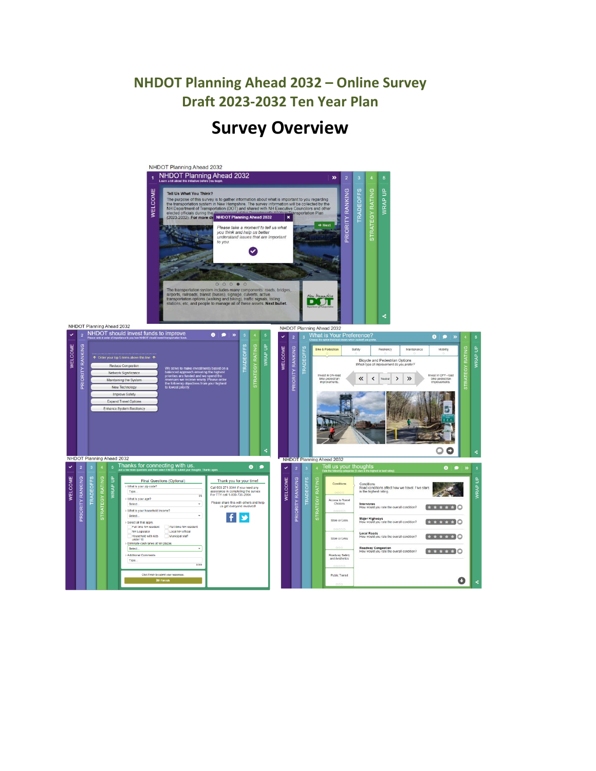# NHDOT Planning Ahead 2032 – Online Survey
## Draft 2023-2032 Ten Year Plan

# Survey Overview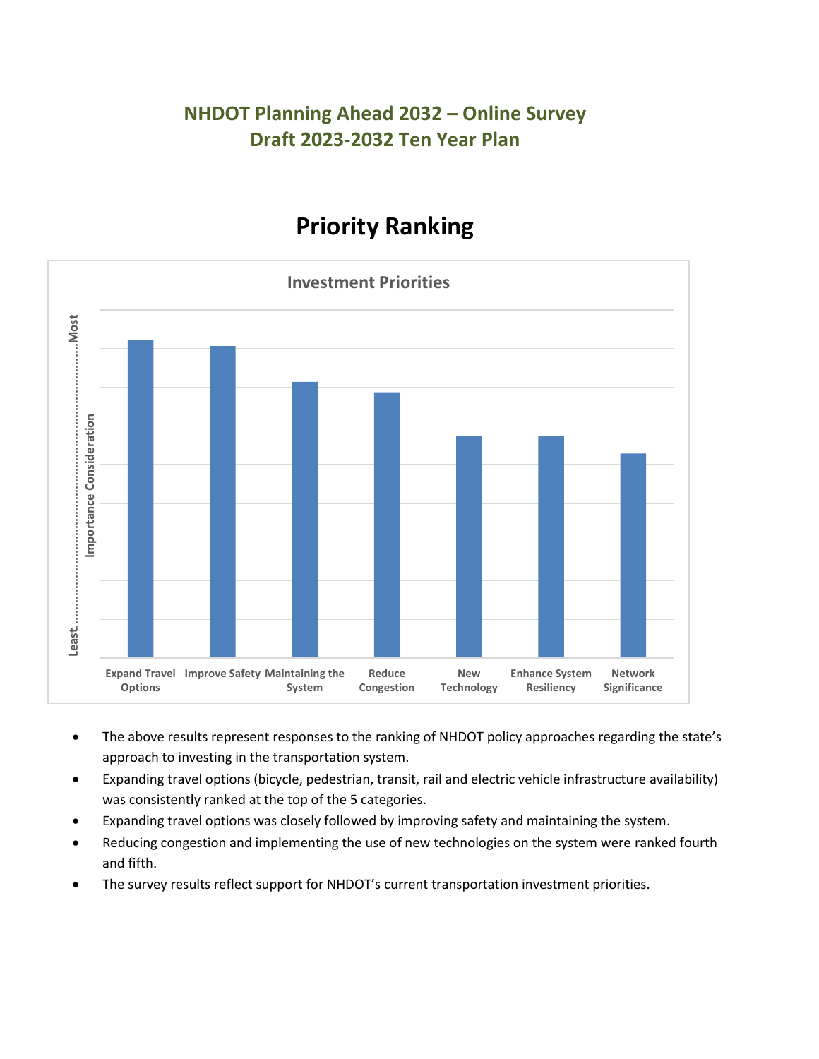## NHDOT Planning Ahead 2032 – Online Survey
## Draft 2023-2032 Ten Year Plan

# Priority Ranking

**Investment Priorities**

Importance Consideration (Least ........ Most)

Expand Travel Options | Improve Safety | Maintaining the System | Reduce Congestion | New Technology | Enhance System Resiliency | Network Significance

- The above results represent responses to the ranking of NHDOT policy approaches regarding the state's approach to investing in the transportation system.
- Expanding travel options (bicycle, pedestrian, transit, rail and electric vehicle infrastructure availability) was consistently ranked at the top of the 5 categories.
- Expanding travel options was closely followed by improving safety and maintaining the system.
- Reducing congestion and implementing the use of new technologies on the system were ranked fourth and fifth.
- The survey results reflect support for NHDOT's current transportation investment priorities.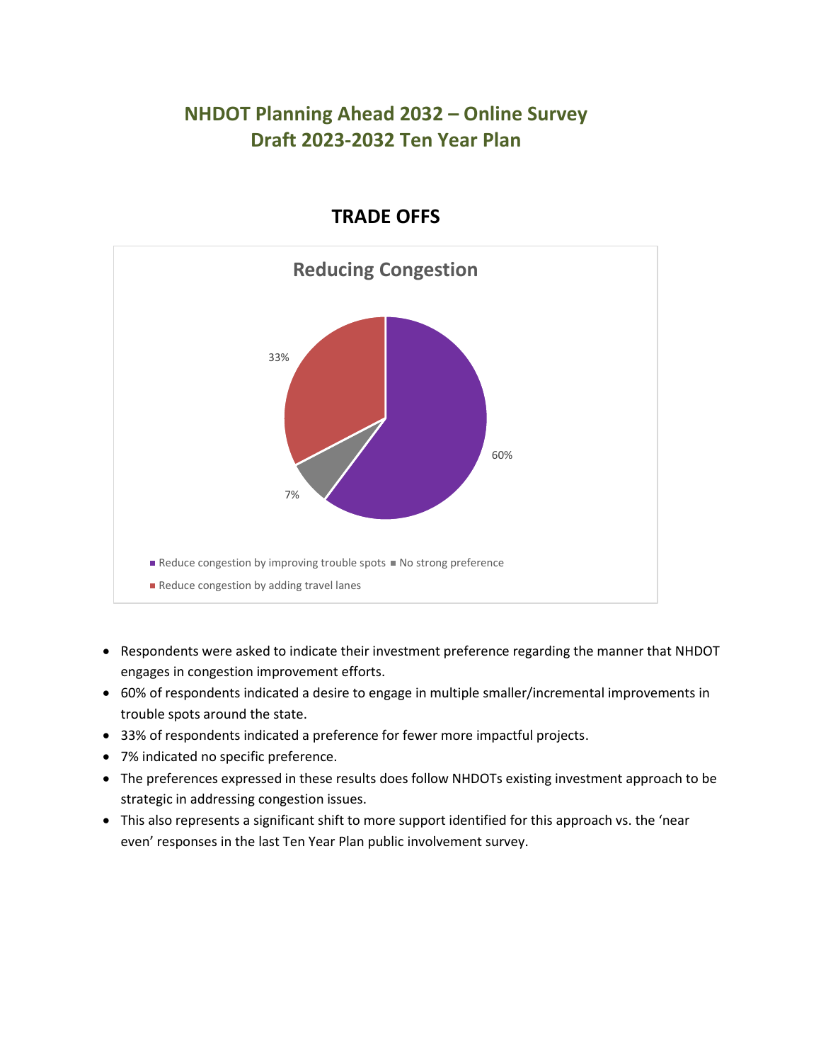# NHDOT Planning Ahead 2032 – Online Survey
# Draft 2023-2032 Ten Year Plan

## TRADE OFFS

### Reducing Congestion

| Response | Percentage |
|---|---|
| Reduce congestion by improving trouble spots | 60% |
| No strong preference | 7% |
| Reduce congestion by adding travel lanes | 33% |

- Respondents were asked to indicate their investment preference regarding the manner that NHDOT engages in congestion improvement efforts.
- 60% of respondents indicated a desire to engage in multiple smaller/incremental improvements in trouble spots around the state.
- 33% of respondents indicated a preference for fewer more impactful projects.
- 7% indicated no specific preference.
- The preferences expressed in these results does follow NHDOTs existing investment approach to be strategic in addressing congestion issues.
- This also represents a significant shift to more support identified for this approach vs. the 'near even' responses in the last Ten Year Plan public involvement survey.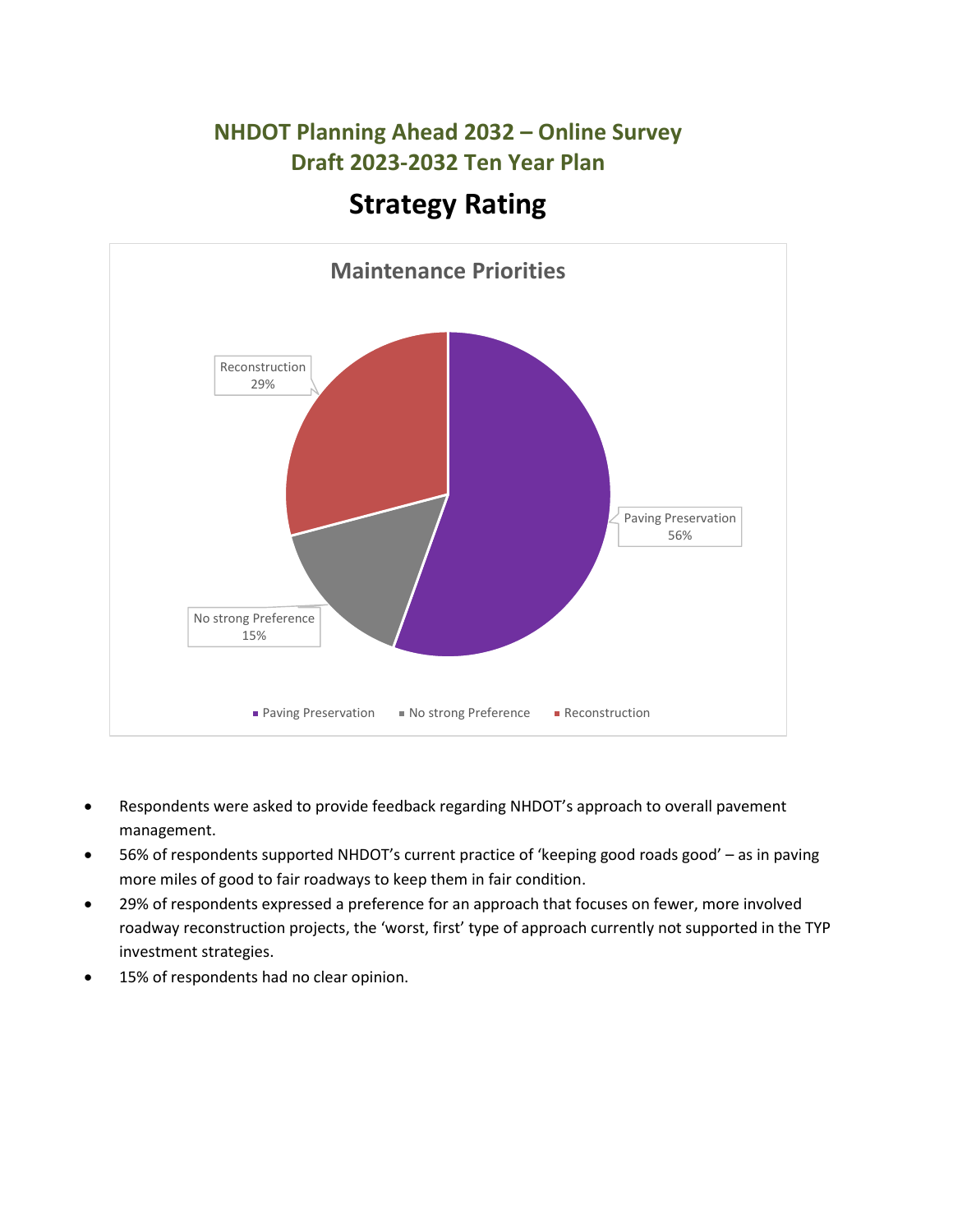## NHDOT Planning Ahead 2032 – Online Survey
## Draft 2023-2032 Ten Year Plan

# Strategy Rating

**Maintenance Priorities**

| Category | Percentage |
|---|---|
| Paving Preservation | 56% |
| No strong Preference | 15% |
| Reconstruction | 29% |

- Respondents were asked to provide feedback regarding NHDOT's approach to overall pavement management.
- 56% of respondents supported NHDOT's current practice of 'keeping good roads good' – as in paving more miles of good to fair roadways to keep them in fair condition.
- 29% of respondents expressed a preference for an approach that focuses on fewer, more involved roadway reconstruction projects, the 'worst, first' type of approach currently not supported in the TYP investment strategies.
- 15% of respondents had no clear opinion.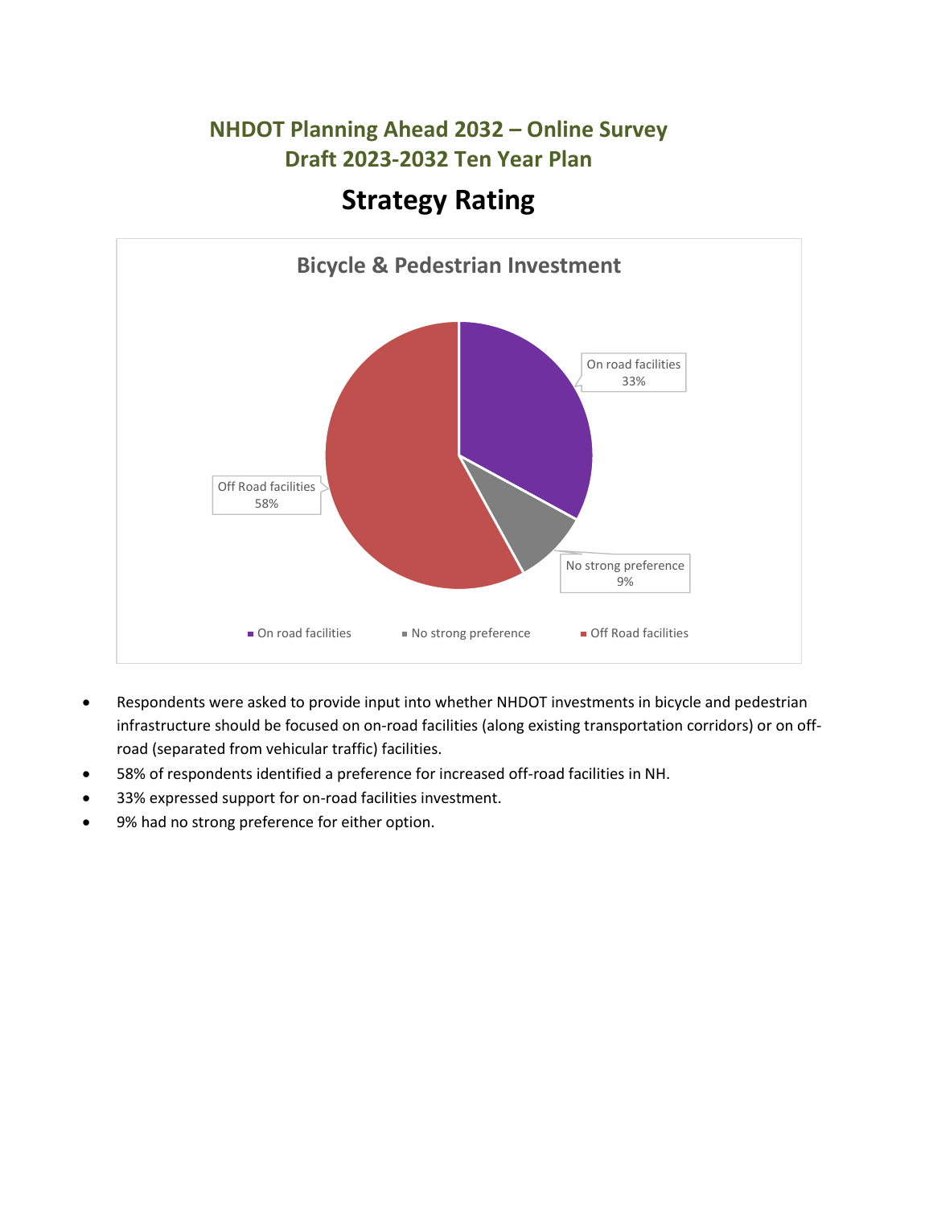## NHDOT Planning Ahead 2032 – Online Survey
## Draft 2023-2032 Ten Year Plan

# Strategy Rating

**Bicycle & Pedestrian Investment**

| Category | Percentage |
|---|---|
| On road facilities | 33% |
| No strong preference | 9% |
| Off Road facilities | 58% |

- Respondents were asked to provide input into whether NHDOT investments in bicycle and pedestrian infrastructure should be focused on on-road facilities (along existing transportation corridors) or on off-road (separated from vehicular traffic) facilities.
- 58% of respondents identified a preference for increased off-road facilities in NH.
- 33% expressed support for on-road facilities investment.
- 9% had no strong preference for either option.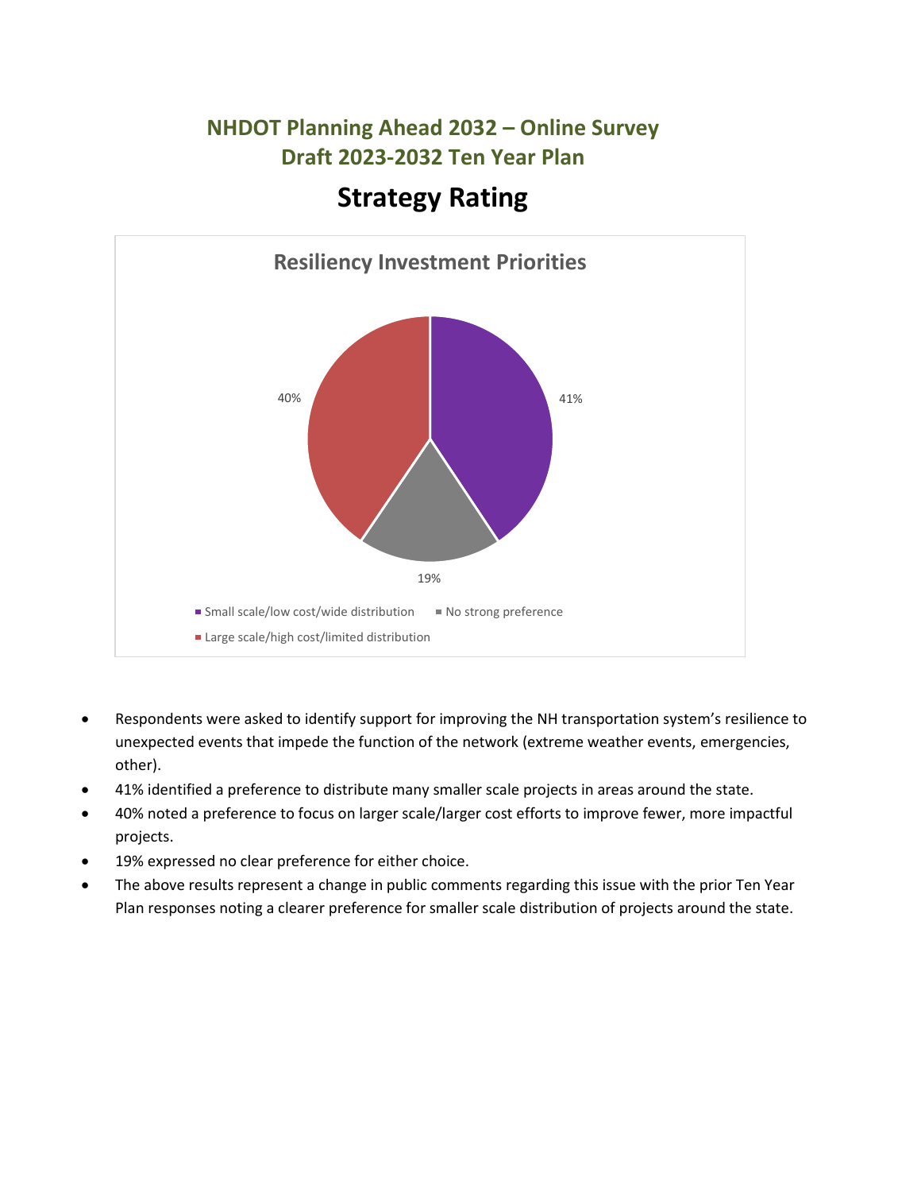## NHDOT Planning Ahead 2032 – Online Survey
## Draft 2023-2032 Ten Year Plan

# Strategy Rating

**Resiliency Investment Priorities**

| Category | Percentage |
| --- | --- |
| Small scale/low cost/wide distribution | 41% |
| No strong preference | 19% |
| Large scale/high cost/limited distribution | 40% |

- Respondents were asked to identify support for improving the NH transportation system's resilience to unexpected events that impede the function of the network (extreme weather events, emergencies, other).
- 41% identified a preference to distribute many smaller scale projects in areas around the state.
- 40% noted a preference to focus on larger scale/larger cost efforts to improve fewer, more impactful projects.
- 19% expressed no clear preference for either choice.
- The above results represent a change in public comments regarding this issue with the prior Ten Year Plan responses noting a clearer preference for smaller scale distribution of projects around the state.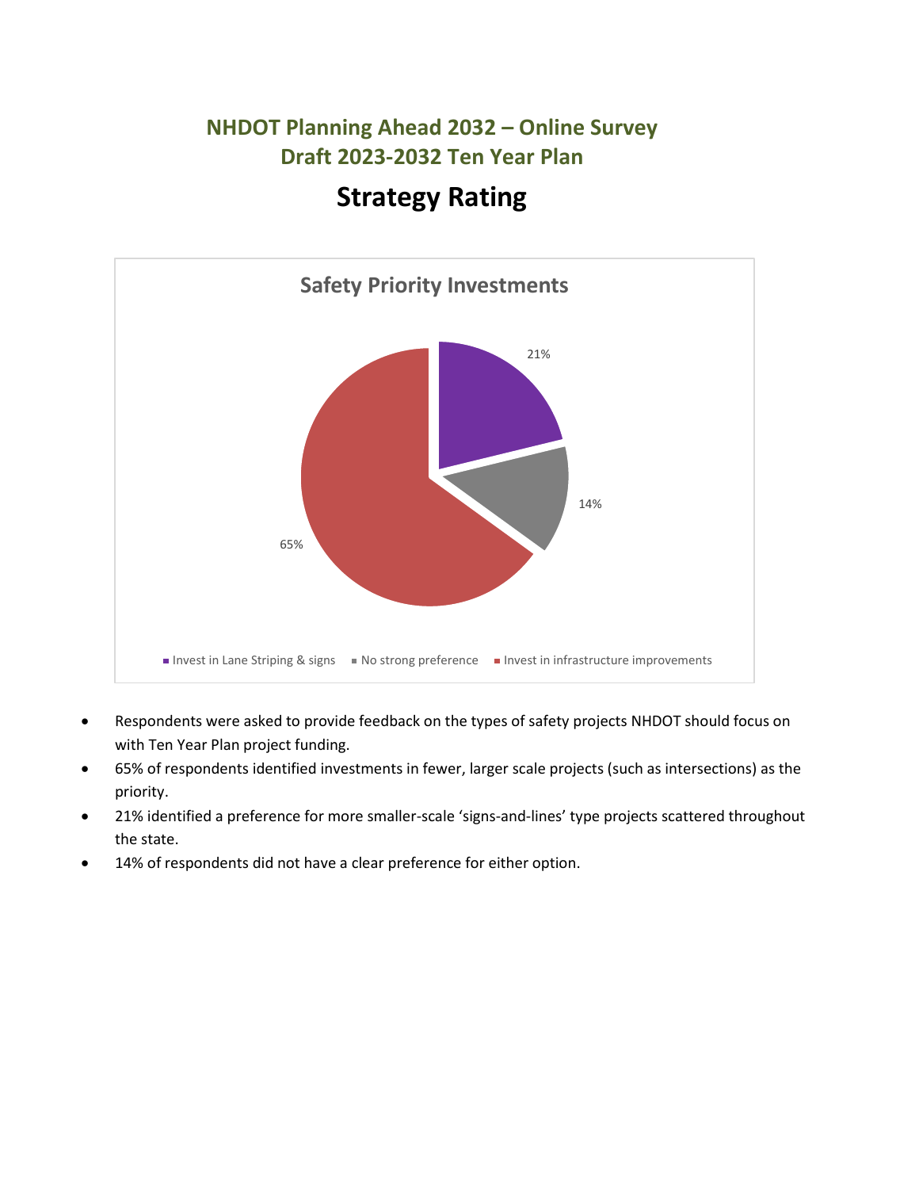## NHDOT Planning Ahead 2032 – Online Survey
## Draft 2023-2032 Ten Year Plan

# Strategy Rating

**Safety Priority Investments**

| Category | Percentage |
| --- | --- |
| Invest in Lane Striping & signs | 21% |
| No strong preference | 14% |
| Invest in infrastructure improvements | 65% |

- Respondents were asked to provide feedback on the types of safety projects NHDOT should focus on with Ten Year Plan project funding.
- 65% of respondents identified investments in fewer, larger scale projects (such as intersections) as the priority.
- 21% identified a preference for more smaller-scale 'signs-and-lines' type projects scattered throughout the state.
- 14% of respondents did not have a clear preference for either option.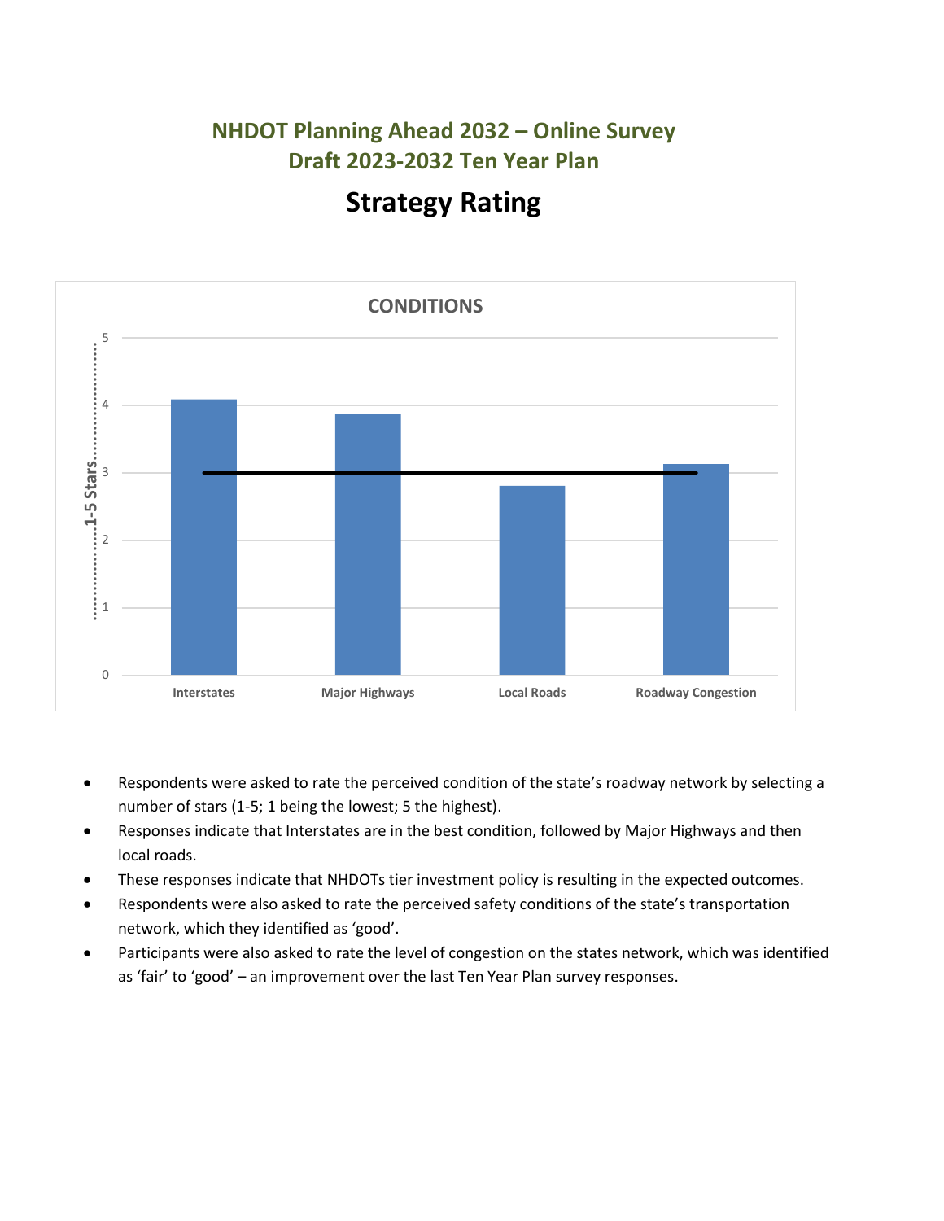## NHDOT Planning Ahead 2032 – Online Survey
## Draft 2023-2032 Ten Year Plan

# Strategy Rating

**CONDITIONS**

| Category | 1-5 Stars (approx.) |
| --- | --- |
| Interstates | 4.1 |
| Major Highways | 3.9 |
| Local Roads | 2.8 |
| Roadway Congestion | 3.1 |

- Respondents were asked to rate the perceived condition of the state's roadway network by selecting a number of stars (1-5; 1 being the lowest; 5 the highest).
- Responses indicate that Interstates are in the best condition, followed by Major Highways and then local roads.
- These responses indicate that NHDOTs tier investment policy is resulting in the expected outcomes.
- Respondents were also asked to rate the perceived safety conditions of the state's transportation network, which they identified as 'good'.
- Participants were also asked to rate the level of congestion on the states network, which was identified as 'fair' to 'good' – an improvement over the last Ten Year Plan survey responses.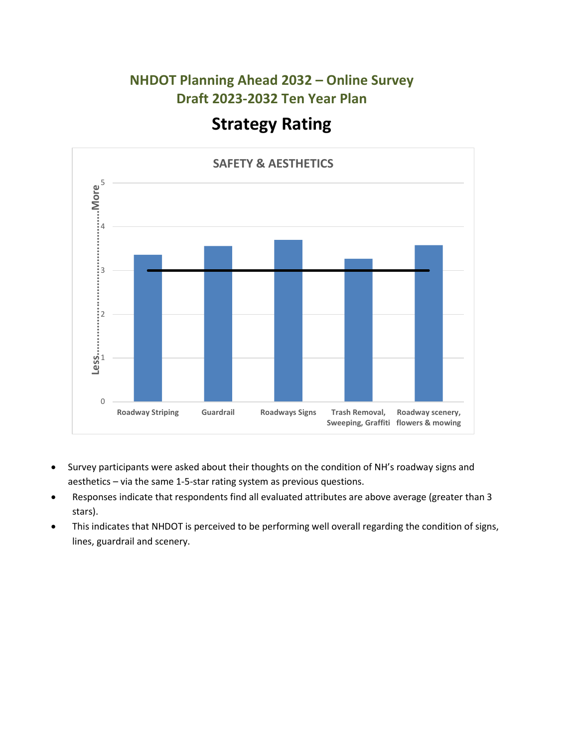## NHDOT Planning Ahead 2032 – Online Survey
## Draft 2023-2032 Ten Year Plan

# Strategy Rating

**SAFETY & AESTHETICS**

- Survey participants were asked about their thoughts on the condition of NH's roadway signs and aesthetics – via the same 1-5-star rating system as previous questions.
- Responses indicate that respondents find all evaluated attributes are above average (greater than 3 stars).
- This indicates that NHDOT is perceived to be performing well overall regarding the condition of signs, lines, guardrail and scenery.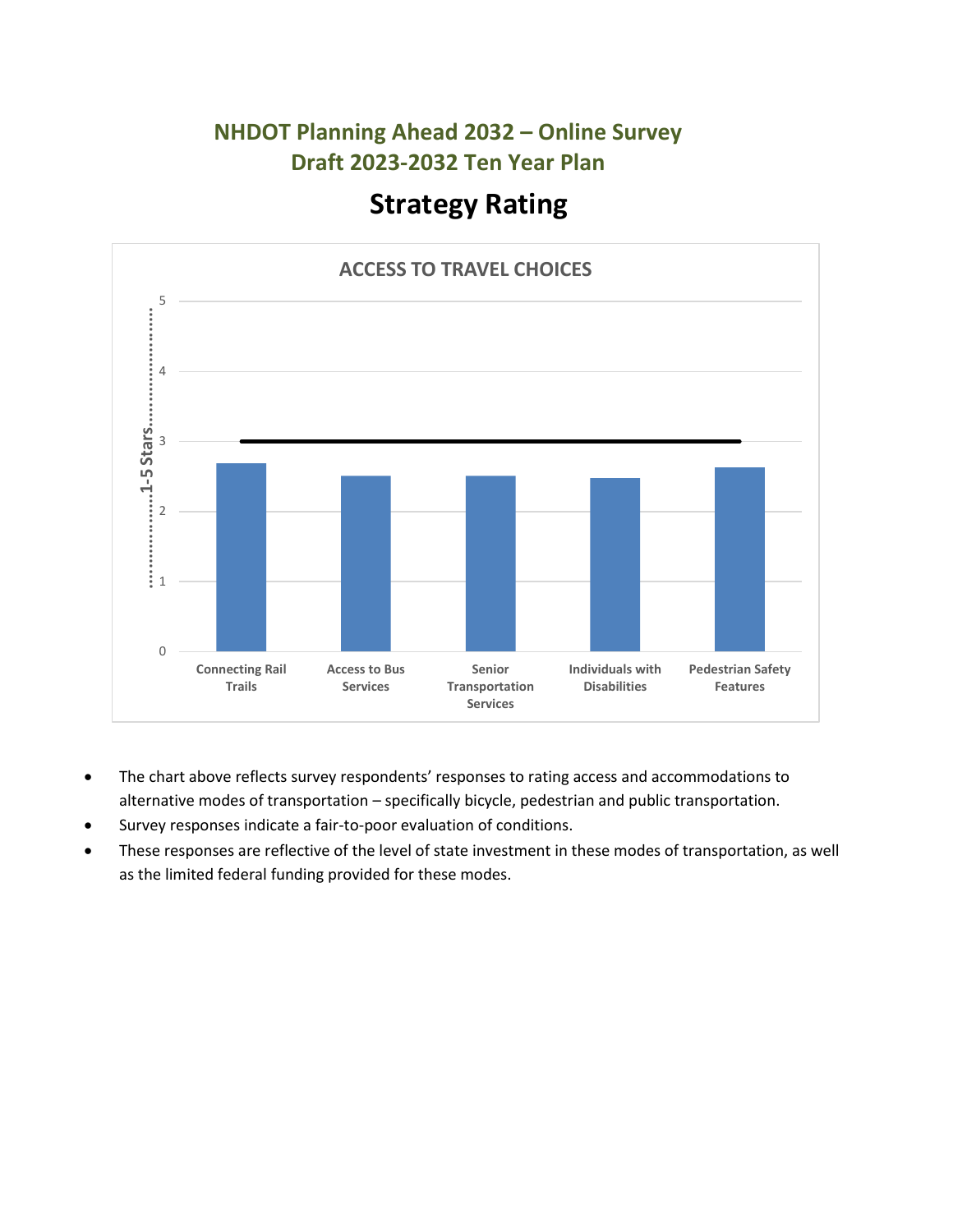## NHDOT Planning Ahead 2032 – Online Survey
## Draft 2023-2032 Ten Year Plan

# Strategy Rating

ACCESS TO TRAVEL CHOICES

1-5 Stars

5
4
3
2
1
0

Connecting Rail Trails
Access to Bus Services
Senior Transportation Services
Individuals with Disabilities
Pedestrian Safety Features

- The chart above reflects survey respondents' responses to rating access and accommodations to alternative modes of transportation – specifically bicycle, pedestrian and public transportation.
- Survey responses indicate a fair-to-poor evaluation of conditions.
- These responses are reflective of the level of state investment in these modes of transportation, as well as the limited federal funding provided for these modes.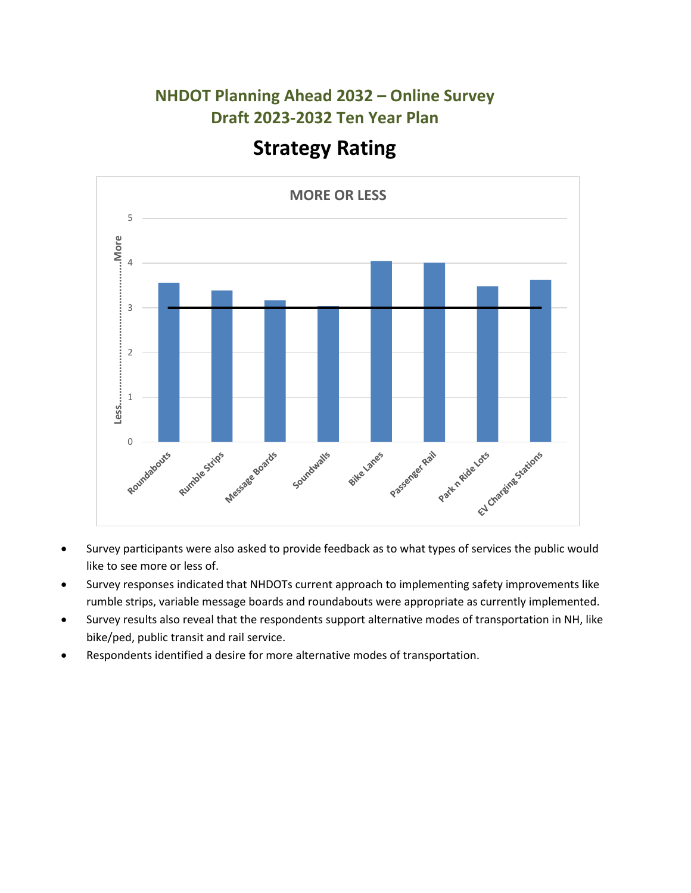## NHDOT Planning Ahead 2032 – Online Survey
## Draft 2023-2032 Ten Year Plan

# Strategy Rating

- Survey participants were also asked to provide feedback as to what types of services the public would like to see more or less of.
- Survey responses indicated that NHDOTs current approach to implementing safety improvements like rumble strips, variable message boards and roundabouts were appropriate as currently implemented.
- Survey results also reveal that the respondents support alternative modes of transportation in NH, like bike/ped, public transit and rail service.
- Respondents identified a desire for more alternative modes of transportation.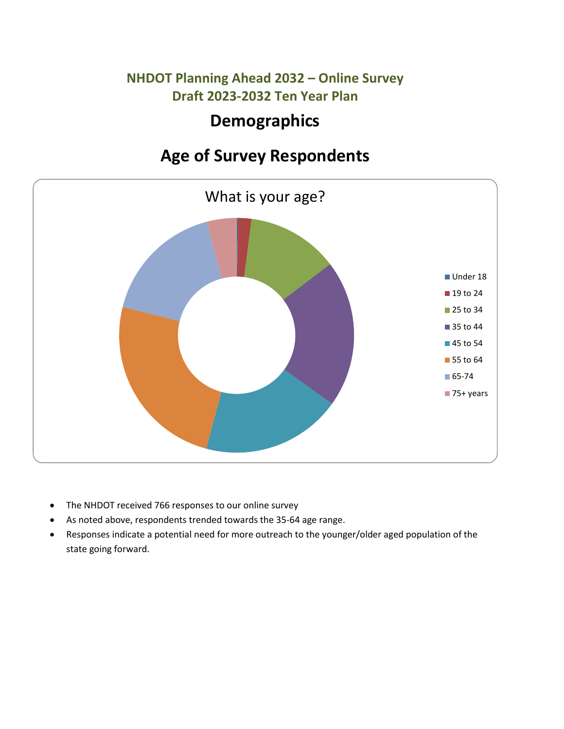## NHDOT Planning Ahead 2032 – Online Survey
## Draft 2023-2032 Ten Year Plan

# Demographics

# Age of Survey Respondents

What is your age?

- Under 18
- 19 to 24
- 25 to 34
- 35 to 44
- 45 to 54
- 55 to 64
- 65-74
- 75+ years

- The NHDOT received 766 responses to our online survey
- As noted above, respondents trended towards the 35-64 age range.
- Responses indicate a potential need for more outreach to the younger/older aged population of the state going forward.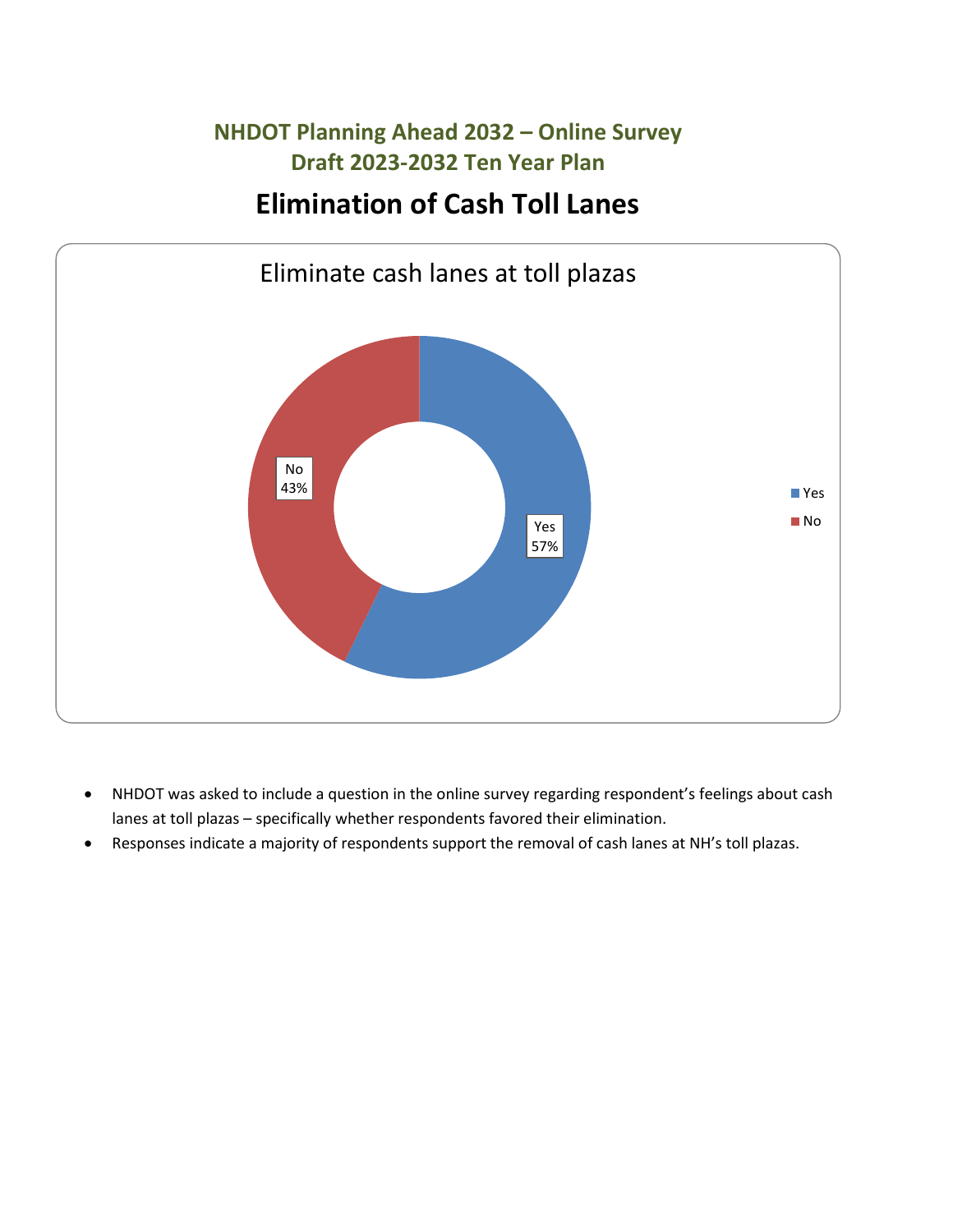## NHDOT Planning Ahead 2032 – Online Survey
## Draft 2023-2032 Ten Year Plan

# Elimination of Cash Toll Lanes

Eliminate cash lanes at toll plazas

No
43%

Yes
57%

Yes
No

- NHDOT was asked to include a question in the online survey regarding respondent's feelings about cash lanes at toll plazas – specifically whether respondents favored their elimination.
- Responses indicate a majority of respondents support the removal of cash lanes at NH's toll plazas.